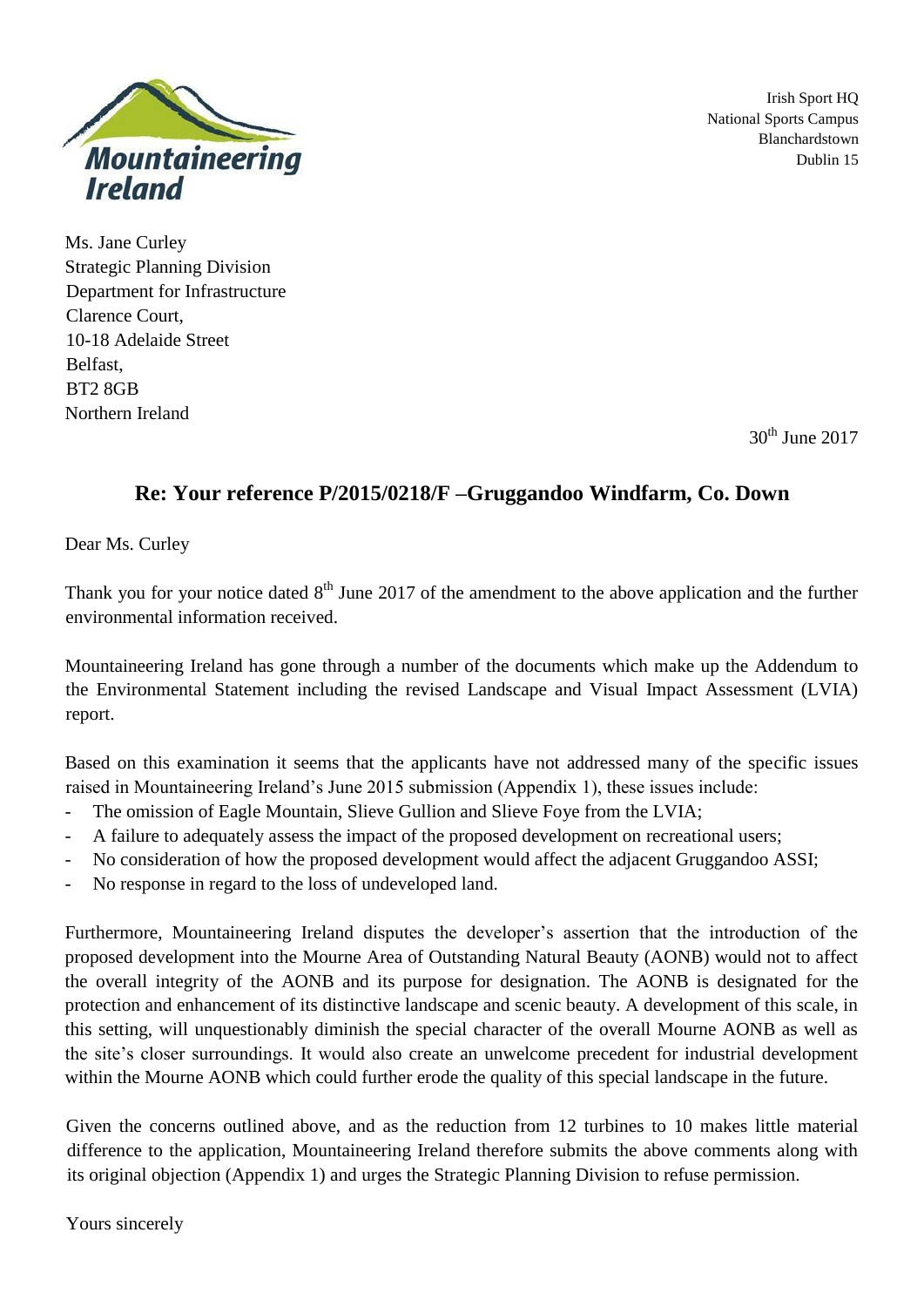Mountaineering Ireland

Irish Sport HQ
National Sports Campus
Blanchardstown
Dublin 15

Ms. Jane Curley
Strategic Planning Division
Department for Infrastructure
Clarence Court,
10-18 Adelaide Street
Belfast,
BT2 8GB
Northern Ireland

30th June 2017

## Re: Your reference P/2015/0218/F –Gruggandoo Windfarm, Co. Down

Dear Ms. Curley

Thank you for your notice dated 8th June 2017 of the amendment to the above application and the further environmental information received.

Mountaineering Ireland has gone through a number of the documents which make up the Addendum to the Environmental Statement including the revised Landscape and Visual Impact Assessment (LVIA) report.

Based on this examination it seems that the applicants have not addressed many of the specific issues raised in Mountaineering Ireland's June 2015 submission (Appendix 1), these issues include:

- The omission of Eagle Mountain, Slieve Gullion and Slieve Foye from the LVIA;
- A failure to adequately assess the impact of the proposed development on recreational users;
- No consideration of how the proposed development would affect the adjacent Gruggandoo ASSI;
- No response in regard to the loss of undeveloped land.

Furthermore, Mountaineering Ireland disputes the developer's assertion that the introduction of the proposed development into the Mourne Area of Outstanding Natural Beauty (AONB) would not to affect the overall integrity of the AONB and its purpose for designation. The AONB is designated for the protection and enhancement of its distinctive landscape and scenic beauty. A development of this scale, in this setting, will unquestionably diminish the special character of the overall Mourne AONB as well as the site's closer surroundings. It would also create an unwelcome precedent for industrial development within the Mourne AONB which could further erode the quality of this special landscape in the future.

Given the concerns outlined above, and as the reduction from 12 turbines to 10 makes little material difference to the application, Mountaineering Ireland therefore submits the above comments along with its original objection (Appendix 1) and urges the Strategic Planning Division to refuse permission.

Yours sincerely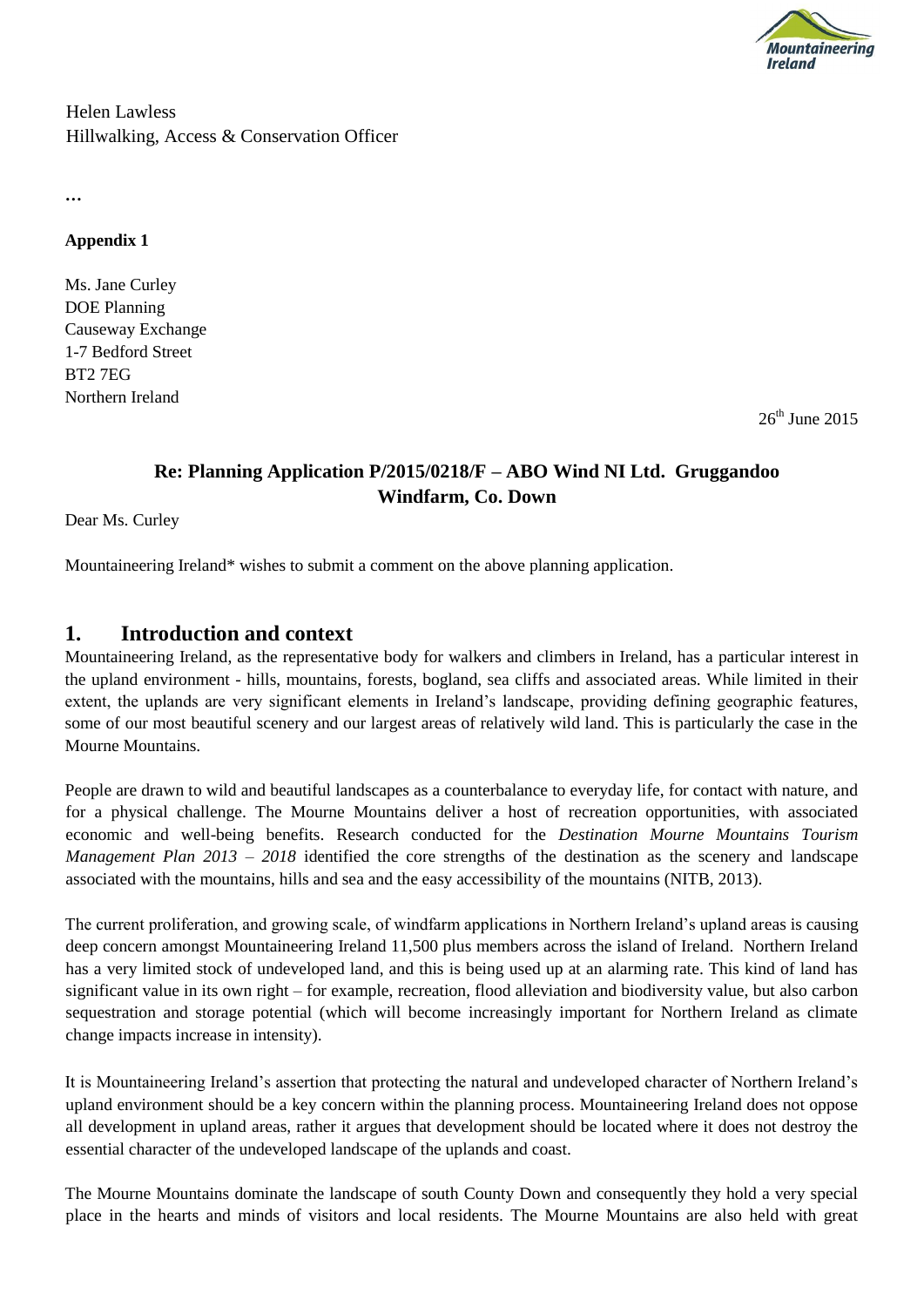Helen Lawless
Hillwalking, Access & Conservation Officer

…

**Appendix 1**

Ms. Jane Curley
DOE Planning
Causeway Exchange
1-7 Bedford Street
BT2 7EG
Northern Ireland

26th June 2015

**Re: Planning Application P/2015/0218/F – ABO Wind NI Ltd. Gruggandoo Windfarm, Co. Down**

Dear Ms. Curley

Mountaineering Ireland* wishes to submit a comment on the above planning application.

## 1. Introduction and context

Mountaineering Ireland, as the representative body for walkers and climbers in Ireland, has a particular interest in the upland environment - hills, mountains, forests, bogland, sea cliffs and associated areas. While limited in their extent, the uplands are very significant elements in Ireland's landscape, providing defining geographic features, some of our most beautiful scenery and our largest areas of relatively wild land. This is particularly the case in the Mourne Mountains.

People are drawn to wild and beautiful landscapes as a counterbalance to everyday life, for contact with nature, and for a physical challenge. The Mourne Mountains deliver a host of recreation opportunities, with associated economic and well-being benefits. Research conducted for the *Destination Mourne Mountains Tourism Management Plan 2013 – 2018* identified the core strengths of the destination as the scenery and landscape associated with the mountains, hills and sea and the easy accessibility of the mountains (NITB, 2013).

The current proliferation, and growing scale, of windfarm applications in Northern Ireland's upland areas is causing deep concern amongst Mountaineering Ireland 11,500 plus members across the island of Ireland. Northern Ireland has a very limited stock of undeveloped land, and this is being used up at an alarming rate. This kind of land has significant value in its own right – for example, recreation, flood alleviation and biodiversity value, but also carbon sequestration and storage potential (which will become increasingly important for Northern Ireland as climate change impacts increase in intensity).

It is Mountaineering Ireland's assertion that protecting the natural and undeveloped character of Northern Ireland's upland environment should be a key concern within the planning process. Mountaineering Ireland does not oppose all development in upland areas, rather it argues that development should be located where it does not destroy the essential character of the undeveloped landscape of the uplands and coast.

The Mourne Mountains dominate the landscape of south County Down and consequently they hold a very special place in the hearts and minds of visitors and local residents. The Mourne Mountains are also held with great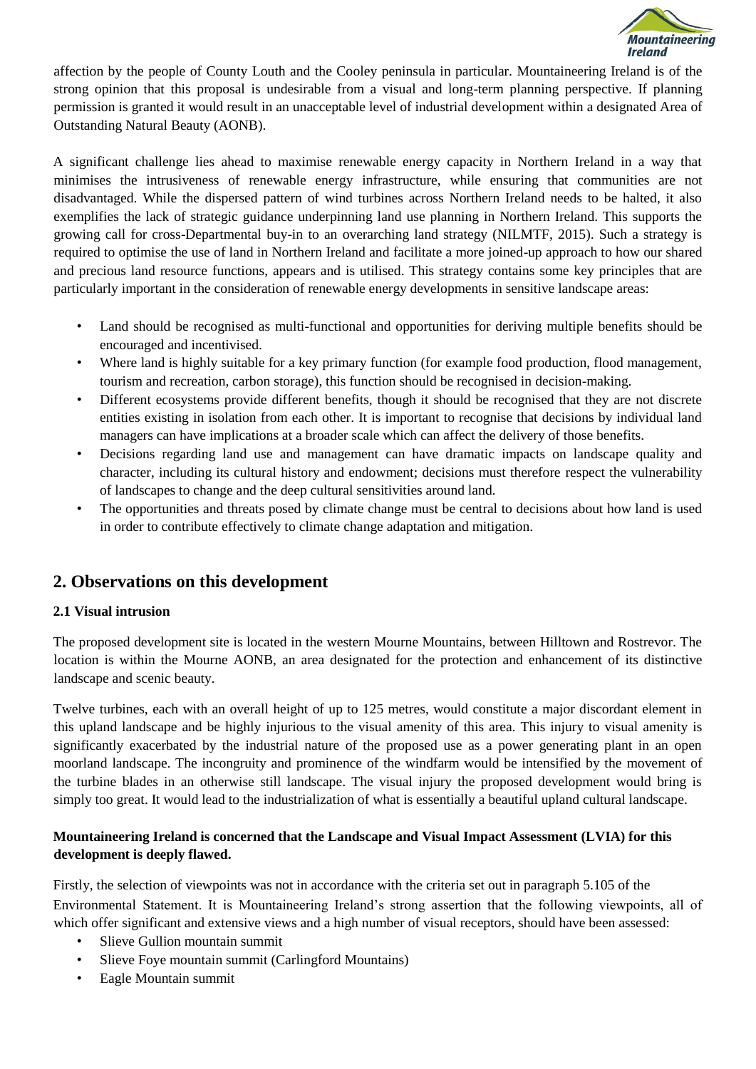affection by the people of County Louth and the Cooley peninsula in particular. Mountaineering Ireland is of the strong opinion that this proposal is undesirable from a visual and long-term planning perspective. If planning permission is granted it would result in an unacceptable level of industrial development within a designated Area of Outstanding Natural Beauty (AONB).

A significant challenge lies ahead to maximise renewable energy capacity in Northern Ireland in a way that minimises the intrusiveness of renewable energy infrastructure, while ensuring that communities are not disadvantaged. While the dispersed pattern of wind turbines across Northern Ireland needs to be halted, it also exemplifies the lack of strategic guidance underpinning land use planning in Northern Ireland. This supports the growing call for cross-Departmental buy-in to an overarching land strategy (NILMTF, 2015). Such a strategy is required to optimise the use of land in Northern Ireland and facilitate a more joined-up approach to how our shared and precious land resource functions, appears and is utilised. This strategy contains some key principles that are particularly important in the consideration of renewable energy developments in sensitive landscape areas:

- Land should be recognised as multi-functional and opportunities for deriving multiple benefits should be encouraged and incentivised.
- Where land is highly suitable for a key primary function (for example food production, flood management, tourism and recreation, carbon storage), this function should be recognised in decision-making.
- Different ecosystems provide different benefits, though it should be recognised that they are not discrete entities existing in isolation from each other. It is important to recognise that decisions by individual land managers can have implications at a broader scale which can affect the delivery of those benefits.
- Decisions regarding land use and management can have dramatic impacts on landscape quality and character, including its cultural history and endowment; decisions must therefore respect the vulnerability of landscapes to change and the deep cultural sensitivities around land.
- The opportunities and threats posed by climate change must be central to decisions about how land is used in order to contribute effectively to climate change adaptation and mitigation.

## 2. Observations on this development

### 2.1 Visual intrusion

The proposed development site is located in the western Mourne Mountains, between Hilltown and Rostrevor. The location is within the Mourne AONB, an area designated for the protection and enhancement of its distinctive landscape and scenic beauty.

Twelve turbines, each with an overall height of up to 125 metres, would constitute a major discordant element in this upland landscape and be highly injurious to the visual amenity of this area. This injury to visual amenity is significantly exacerbated by the industrial nature of the proposed use as a power generating plant in an open moorland landscape. The incongruity and prominence of the windfarm would be intensified by the movement of the turbine blades in an otherwise still landscape. The visual injury the proposed development would bring is simply too great. It would lead to the industrialization of what is essentially a beautiful upland cultural landscape.

**Mountaineering Ireland is concerned that the Landscape and Visual Impact Assessment (LVIA) for this development is deeply flawed.**

Firstly, the selection of viewpoints was not in accordance with the criteria set out in paragraph 5.105 of the Environmental Statement. It is Mountaineering Ireland's strong assertion that the following viewpoints, all of which offer significant and extensive views and a high number of visual receptors, should have been assessed:

- Slieve Gullion mountain summit
- Slieve Foye mountain summit (Carlingford Mountains)
- Eagle Mountain summit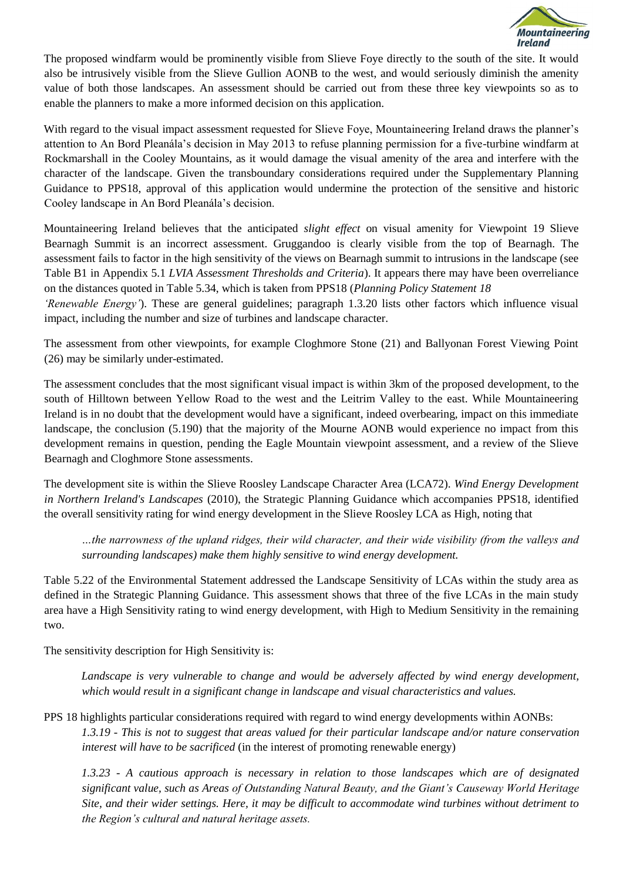The proposed windfarm would be prominently visible from Slieve Foye directly to the south of the site. It would also be intrusively visible from the Slieve Gullion AONB to the west, and would seriously diminish the amenity value of both those landscapes. An assessment should be carried out from these three key viewpoints so as to enable the planners to make a more informed decision on this application.

With regard to the visual impact assessment requested for Slieve Foye, Mountaineering Ireland draws the planner's attention to An Bord Pleanála's decision in May 2013 to refuse planning permission for a five-turbine windfarm at Rockmarshall in the Cooley Mountains, as it would damage the visual amenity of the area and interfere with the character of the landscape. Given the transboundary considerations required under the Supplementary Planning Guidance to PPS18, approval of this application would undermine the protection of the sensitive and historic Cooley landscape in An Bord Pleanála's decision.

Mountaineering Ireland believes that the anticipated *slight effect* on visual amenity for Viewpoint 19 Slieve Bearnagh Summit is an incorrect assessment. Gruggandoo is clearly visible from the top of Bearnagh. The assessment fails to factor in the high sensitivity of the views on Bearnagh summit to intrusions in the landscape (see Table B1 in Appendix 5.1 *LVIA Assessment Thresholds and Criteria*). It appears there may have been overreliance on the distances quoted in Table 5.34, which is taken from PPS18 (*Planning Policy Statement 18 'Renewable Energy'*). These are general guidelines; paragraph 1.3.20 lists other factors which influence visual impact, including the number and size of turbines and landscape character.

The assessment from other viewpoints, for example Cloghmore Stone (21) and Ballyonan Forest Viewing Point (26) may be similarly under-estimated.

The assessment concludes that the most significant visual impact is within 3km of the proposed development, to the south of Hilltown between Yellow Road to the west and the Leitrim Valley to the east. While Mountaineering Ireland is in no doubt that the development would have a significant, indeed overbearing, impact on this immediate landscape, the conclusion (5.190) that the majority of the Mourne AONB would experience no impact from this development remains in question, pending the Eagle Mountain viewpoint assessment, and a review of the Slieve Bearnagh and Cloghmore Stone assessments.

The development site is within the Slieve Roosley Landscape Character Area (LCA72). *Wind Energy Development in Northern Ireland's Landscapes* (2010), the Strategic Planning Guidance which accompanies PPS18, identified the overall sensitivity rating for wind energy development in the Slieve Roosley LCA as High, noting that

> *…the narrowness of the upland ridges, their wild character, and their wide visibility (from the valleys and surrounding landscapes) make them highly sensitive to wind energy development.*

Table 5.22 of the Environmental Statement addressed the Landscape Sensitivity of LCAs within the study area as defined in the Strategic Planning Guidance. This assessment shows that three of the five LCAs in the main study area have a High Sensitivity rating to wind energy development, with High to Medium Sensitivity in the remaining two.

The sensitivity description for High Sensitivity is:

> *Landscape is very vulnerable to change and would be adversely affected by wind energy development, which would result in a significant change in landscape and visual characteristics and values.*

PPS 18 highlights particular considerations required with regard to wind energy developments within AONBs:

> *1.3.19 - This is not to suggest that areas valued for their particular landscape and/or nature conservation interest will have to be sacrificed* (in the interest of promoting renewable energy)
>
> *1.3.23 - A cautious approach is necessary in relation to those landscapes which are of designated significant value, such as Areas of Outstanding Natural Beauty, and the Giant's Causeway World Heritage Site, and their wider settings. Here, it may be difficult to accommodate wind turbines without detriment to the Region's cultural and natural heritage assets.*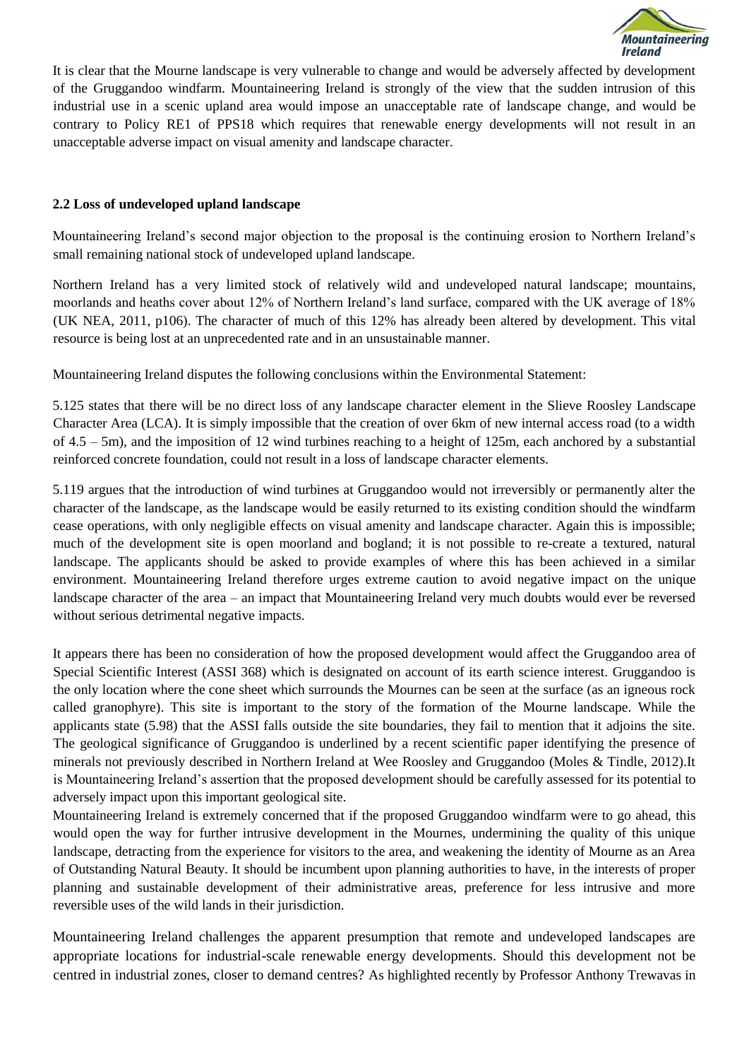It is clear that the Mourne landscape is very vulnerable to change and would be adversely affected by development of the Gruggandoo windfarm. Mountaineering Ireland is strongly of the view that the sudden intrusion of this industrial use in a scenic upland area would impose an unacceptable rate of landscape change, and would be contrary to Policy RE1 of PPS18 which requires that renewable energy developments will not result in an unacceptable adverse impact on visual amenity and landscape character.

**2.2 Loss of undeveloped upland landscape**

Mountaineering Ireland's second major objection to the proposal is the continuing erosion to Northern Ireland's small remaining national stock of undeveloped upland landscape.

Northern Ireland has a very limited stock of relatively wild and undeveloped natural landscape; mountains, moorlands and heaths cover about 12% of Northern Ireland's land surface, compared with the UK average of 18% (UK NEA, 2011, p106). The character of much of this 12% has already been altered by development. This vital resource is being lost at an unprecedented rate and in an unsustainable manner.

Mountaineering Ireland disputes the following conclusions within the Environmental Statement:

5.125 states that there will be no direct loss of any landscape character element in the Slieve Roosley Landscape Character Area (LCA). It is simply impossible that the creation of over 6km of new internal access road (to a width of 4.5 – 5m), and the imposition of 12 wind turbines reaching to a height of 125m, each anchored by a substantial reinforced concrete foundation, could not result in a loss of landscape character elements.

5.119 argues that the introduction of wind turbines at Gruggandoo would not irreversibly or permanently alter the character of the landscape, as the landscape would be easily returned to its existing condition should the windfarm cease operations, with only negligible effects on visual amenity and landscape character. Again this is impossible; much of the development site is open moorland and bogland; it is not possible to re-create a textured, natural landscape. The applicants should be asked to provide examples of where this has been achieved in a similar environment. Mountaineering Ireland therefore urges extreme caution to avoid negative impact on the unique landscape character of the area – an impact that Mountaineering Ireland very much doubts would ever be reversed without serious detrimental negative impacts.

It appears there has been no consideration of how the proposed development would affect the Gruggandoo area of Special Scientific Interest (ASSI 368) which is designated on account of its earth science interest. Gruggandoo is the only location where the cone sheet which surrounds the Mournes can be seen at the surface (as an igneous rock called granophyre). This site is important to the story of the formation of the Mourne landscape. While the applicants state (5.98) that the ASSI falls outside the site boundaries, they fail to mention that it adjoins the site. The geological significance of Gruggandoo is underlined by a recent scientific paper identifying the presence of minerals not previously described in Northern Ireland at Wee Roosley and Gruggandoo (Moles & Tindle, 2012).It is Mountaineering Ireland's assertion that the proposed development should be carefully assessed for its potential to adversely impact upon this important geological site.

Mountaineering Ireland is extremely concerned that if the proposed Gruggandoo windfarm were to go ahead, this would open the way for further intrusive development in the Mournes, undermining the quality of this unique landscape, detracting from the experience for visitors to the area, and weakening the identity of Mourne as an Area of Outstanding Natural Beauty. It should be incumbent upon planning authorities to have, in the interests of proper planning and sustainable development of their administrative areas, preference for less intrusive and more reversible uses of the wild lands in their jurisdiction.

Mountaineering Ireland challenges the apparent presumption that remote and undeveloped landscapes are appropriate locations for industrial-scale renewable energy developments. Should this development not be centred in industrial zones, closer to demand centres? As highlighted recently by Professor Anthony Trewavas in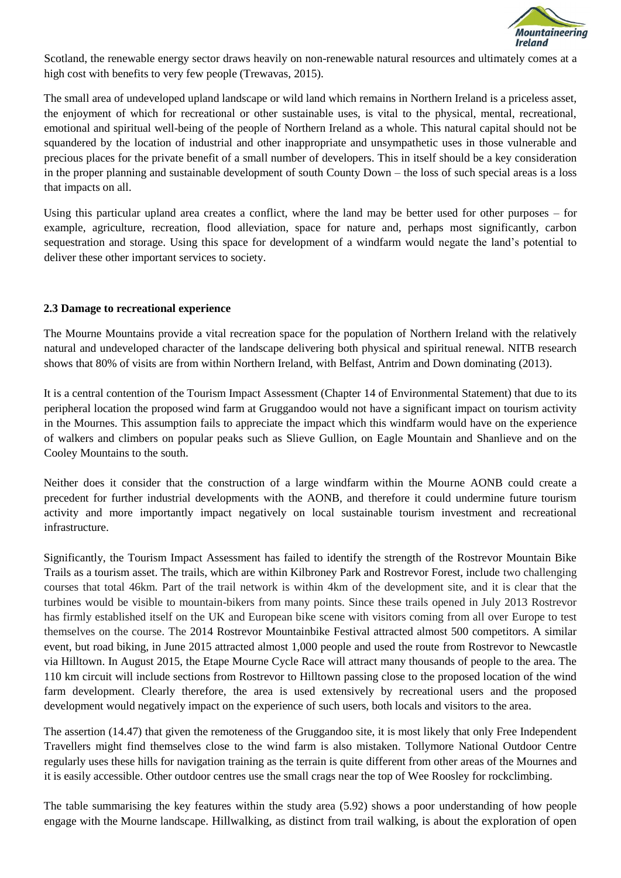Scotland, the renewable energy sector draws heavily on non-renewable natural resources and ultimately comes at a high cost with benefits to very few people (Trewavas, 2015).

The small area of undeveloped upland landscape or wild land which remains in Northern Ireland is a priceless asset, the enjoyment of which for recreational or other sustainable uses, is vital to the physical, mental, recreational, emotional and spiritual well-being of the people of Northern Ireland as a whole. This natural capital should not be squandered by the location of industrial and other inappropriate and unsympathetic uses in those vulnerable and precious places for the private benefit of a small number of developers. This in itself should be a key consideration in the proper planning and sustainable development of south County Down – the loss of such special areas is a loss that impacts on all.

Using this particular upland area creates a conflict, where the land may be better used for other purposes – for example, agriculture, recreation, flood alleviation, space for nature and, perhaps most significantly, carbon sequestration and storage. Using this space for development of a windfarm would negate the land's potential to deliver these other important services to society.

### 2.3 Damage to recreational experience

The Mourne Mountains provide a vital recreation space for the population of Northern Ireland with the relatively natural and undeveloped character of the landscape delivering both physical and spiritual renewal. NITB research shows that 80% of visits are from within Northern Ireland, with Belfast, Antrim and Down dominating (2013).

It is a central contention of the Tourism Impact Assessment (Chapter 14 of Environmental Statement) that due to its peripheral location the proposed wind farm at Gruggandoo would not have a significant impact on tourism activity in the Mournes. This assumption fails to appreciate the impact which this windfarm would have on the experience of walkers and climbers on popular peaks such as Slieve Gullion, on Eagle Mountain and Shanlieve and on the Cooley Mountains to the south.

Neither does it consider that the construction of a large windfarm within the Mourne AONB could create a precedent for further industrial developments with the AONB, and therefore it could undermine future tourism activity and more importantly impact negatively on local sustainable tourism investment and recreational infrastructure.

Significantly, the Tourism Impact Assessment has failed to identify the strength of the Rostrevor Mountain Bike Trails as a tourism asset. The trails, which are within Kilbroney Park and Rostrevor Forest, include two challenging courses that total 46km. Part of the trail network is within 4km of the development site, and it is clear that the turbines would be visible to mountain-bikers from many points. Since these trails opened in July 2013 Rostrevor has firmly established itself on the UK and European bike scene with visitors coming from all over Europe to test themselves on the course. The 2014 Rostrevor Mountainbike Festival attracted almost 500 competitors. A similar event, but road biking, in June 2015 attracted almost 1,000 people and used the route from Rostrevor to Newcastle via Hilltown. In August 2015, the Etape Mourne Cycle Race will attract many thousands of people to the area. The 110 km circuit will include sections from Rostrevor to Hilltown passing close to the proposed location of the wind farm development. Clearly therefore, the area is used extensively by recreational users and the proposed development would negatively impact on the experience of such users, both locals and visitors to the area.

The assertion (14.47) that given the remoteness of the Gruggandoo site, it is most likely that only Free Independent Travellers might find themselves close to the wind farm is also mistaken. Tollymore National Outdoor Centre regularly uses these hills for navigation training as the terrain is quite different from other areas of the Mournes and it is easily accessible. Other outdoor centres use the small crags near the top of Wee Roosley for rockclimbing.

The table summarising the key features within the study area (5.92) shows a poor understanding of how people engage with the Mourne landscape. Hillwalking, as distinct from trail walking, is about the exploration of open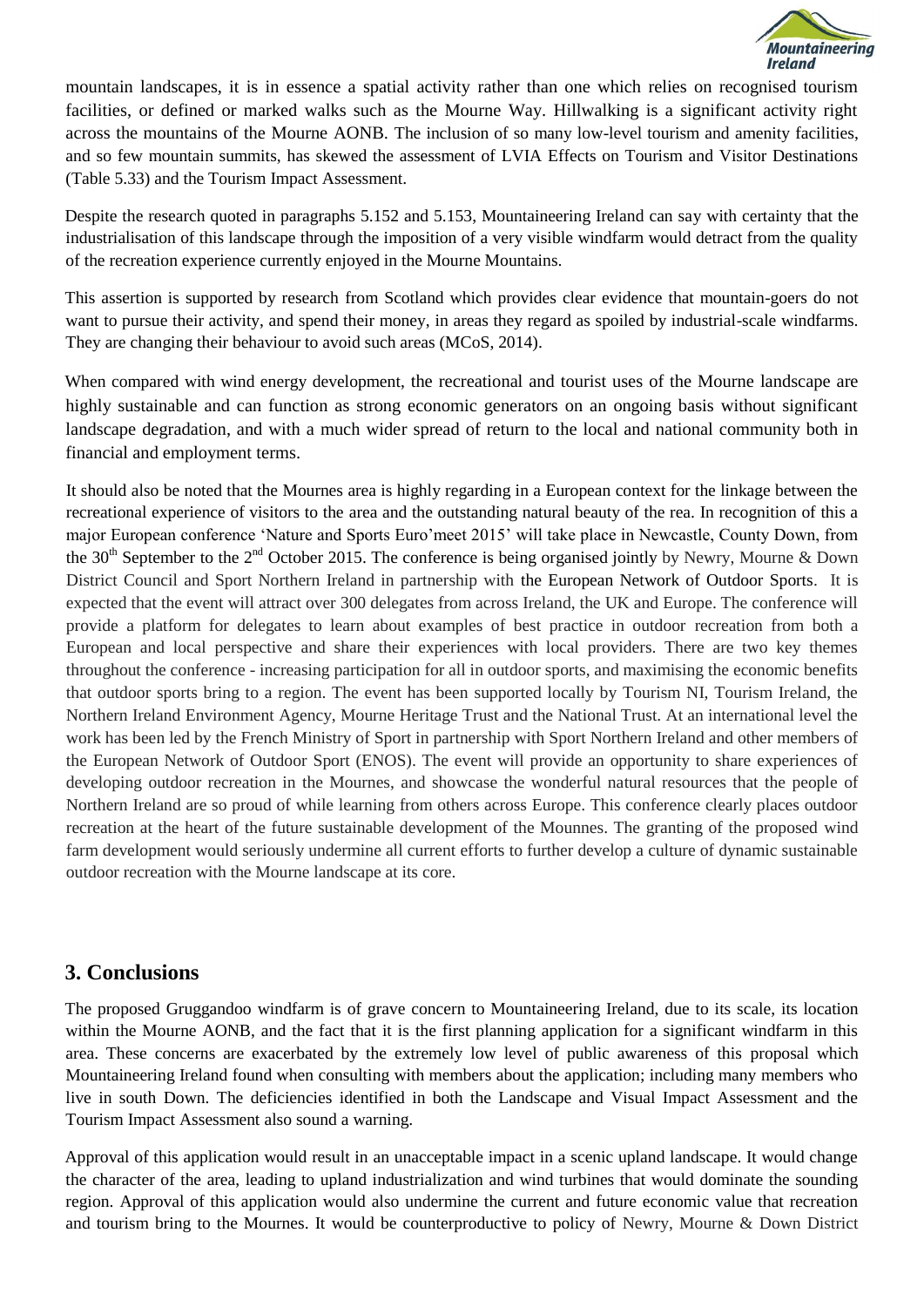mountain landscapes, it is in essence a spatial activity rather than one which relies on recognised tourism facilities, or defined or marked walks such as the Mourne Way. Hillwalking is a significant activity right across the mountains of the Mourne AONB. The inclusion of so many low-level tourism and amenity facilities, and so few mountain summits, has skewed the assessment of LVIA Effects on Tourism and Visitor Destinations (Table 5.33) and the Tourism Impact Assessment.

Despite the research quoted in paragraphs 5.152 and 5.153, Mountaineering Ireland can say with certainty that the industrialisation of this landscape through the imposition of a very visible windfarm would detract from the quality of the recreation experience currently enjoyed in the Mourne Mountains.

This assertion is supported by research from Scotland which provides clear evidence that mountain-goers do not want to pursue their activity, and spend their money, in areas they regard as spoiled by industrial-scale windfarms. They are changing their behaviour to avoid such areas (MCoS, 2014).

When compared with wind energy development, the recreational and tourist uses of the Mourne landscape are highly sustainable and can function as strong economic generators on an ongoing basis without significant landscape degradation, and with a much wider spread of return to the local and national community both in financial and employment terms.

It should also be noted that the Mournes area is highly regarding in a European context for the linkage between the recreational experience of visitors to the area and the outstanding natural beauty of the rea. In recognition of this a major European conference 'Nature and Sports Euro'meet 2015' will take place in Newcastle, County Down, from the 30th September to the 2nd October 2015. The conference is being organised jointly by Newry, Mourne & Down District Council and Sport Northern Ireland in partnership with the European Network of Outdoor Sports. It is expected that the event will attract over 300 delegates from across Ireland, the UK and Europe. The conference will provide a platform for delegates to learn about examples of best practice in outdoor recreation from both a European and local perspective and share their experiences with local providers. There are two key themes throughout the conference - increasing participation for all in outdoor sports, and maximising the economic benefits that outdoor sports bring to a region. The event has been supported locally by Tourism NI, Tourism Ireland, the Northern Ireland Environment Agency, Mourne Heritage Trust and the National Trust. At an international level the work has been led by the French Ministry of Sport in partnership with Sport Northern Ireland and other members of the European Network of Outdoor Sport (ENOS). The event will provide an opportunity to share experiences of developing outdoor recreation in the Mournes, and showcase the wonderful natural resources that the people of Northern Ireland are so proud of while learning from others across Europe. This conference clearly places outdoor recreation at the heart of the future sustainable development of the Mounnes. The granting of the proposed wind farm development would seriously undermine all current efforts to further develop a culture of dynamic sustainable outdoor recreation with the Mourne landscape at its core.

## 3. Conclusions

The proposed Gruggandoo windfarm is of grave concern to Mountaineering Ireland, due to its scale, its location within the Mourne AONB, and the fact that it is the first planning application for a significant windfarm in this area. These concerns are exacerbated by the extremely low level of public awareness of this proposal which Mountaineering Ireland found when consulting with members about the application; including many members who live in south Down. The deficiencies identified in both the Landscape and Visual Impact Assessment and the Tourism Impact Assessment also sound a warning.

Approval of this application would result in an unacceptable impact in a scenic upland landscape. It would change the character of the area, leading to upland industrialization and wind turbines that would dominate the sounding region. Approval of this application would also undermine the current and future economic value that recreation and tourism bring to the Mournes. It would be counterproductive to policy of Newry, Mourne & Down District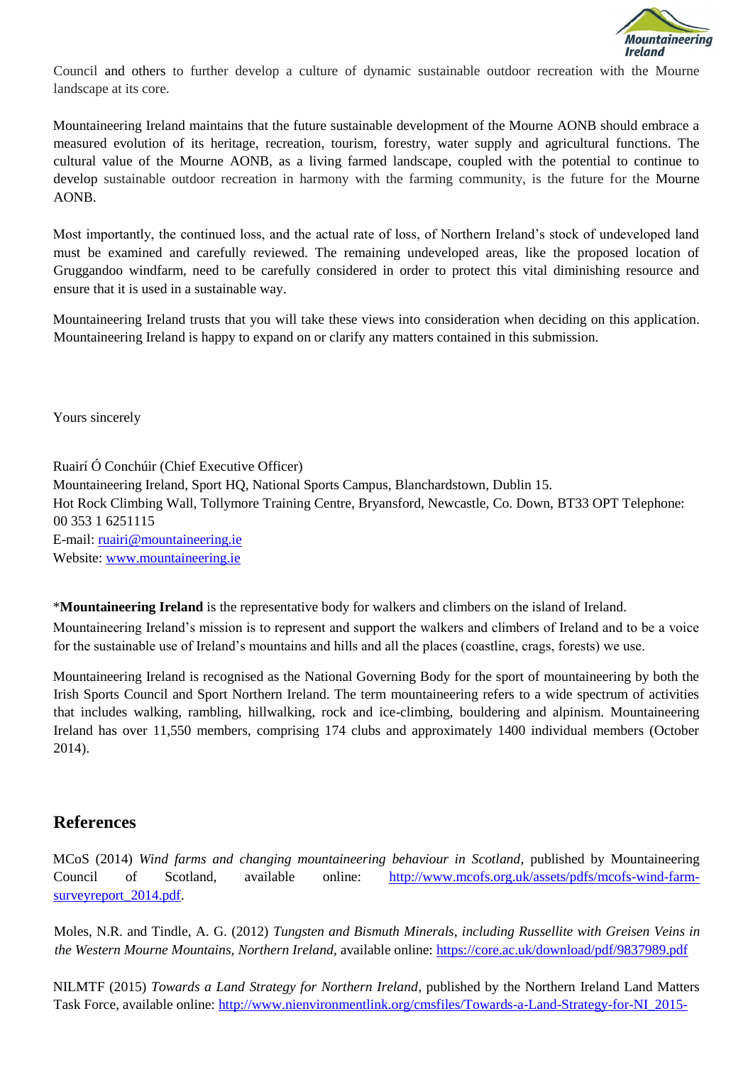Council and others to further develop a culture of dynamic sustainable outdoor recreation with the Mourne landscape at its core.

Mountaineering Ireland maintains that the future sustainable development of the Mourne AONB should embrace a measured evolution of its heritage, recreation, tourism, forestry, water supply and agricultural functions. The cultural value of the Mourne AONB, as a living farmed landscape, coupled with the potential to continue to develop sustainable outdoor recreation in harmony with the farming community, is the future for the Mourne AONB.

Most importantly, the continued loss, and the actual rate of loss, of Northern Ireland's stock of undeveloped land must be examined and carefully reviewed. The remaining undeveloped areas, like the proposed location of Gruggandoo windfarm, need to be carefully considered in order to protect this vital diminishing resource and ensure that it is used in a sustainable way.

Mountaineering Ireland trusts that you will take these views into consideration when deciding on this application. Mountaineering Ireland is happy to expand on or clarify any matters contained in this submission.

Yours sincerely

Ruairí Ó Conchúir (Chief Executive Officer)
Mountaineering Ireland, Sport HQ, National Sports Campus, Blanchardstown, Dublin 15.
Hot Rock Climbing Wall, Tollymore Training Centre, Bryansford, Newcastle, Co. Down, BT33 OPT Telephone: 00 353 1 6251115
E-mail: ruairi@mountaineering.ie
Website: www.mountaineering.ie

*__Mountaineering Ireland__ is the representative body for walkers and climbers on the island of Ireland.
Mountaineering Ireland's mission is to represent and support the walkers and climbers of Ireland and to be a voice for the sustainable use of Ireland's mountains and hills and all the places (coastline, crags, forests) we use.

Mountaineering Ireland is recognised as the National Governing Body for the sport of mountaineering by both the Irish Sports Council and Sport Northern Ireland. The term mountaineering refers to a wide spectrum of activities that includes walking, rambling, hillwalking, rock and ice-climbing, bouldering and alpinism. Mountaineering Ireland has over 11,550 members, comprising 174 clubs and approximately 1400 individual members (October 2014).

## References

MCoS (2014) *Wind farms and changing mountaineering behaviour in Scotland*, published by Mountaineering Council of Scotland, available online: http://www.mcofs.org.uk/assets/pdfs/mcofs-wind-farm-surveyreport_2014.pdf.

Moles, N.R. and Tindle, A. G. (2012) *Tungsten and Bismuth Minerals, including Russellite with Greisen Veins in the Western Mourne Mountains, Northern Ireland*, available online: https://core.ac.uk/download/pdf/9837989.pdf

NILMTF (2015) *Towards a Land Strategy for Northern Ireland*, published by the Northern Ireland Land Matters Task Force, available online: http://www.nienvironmentlink.org/cmsfiles/Towards-a-Land-Strategy-for-NI_2015-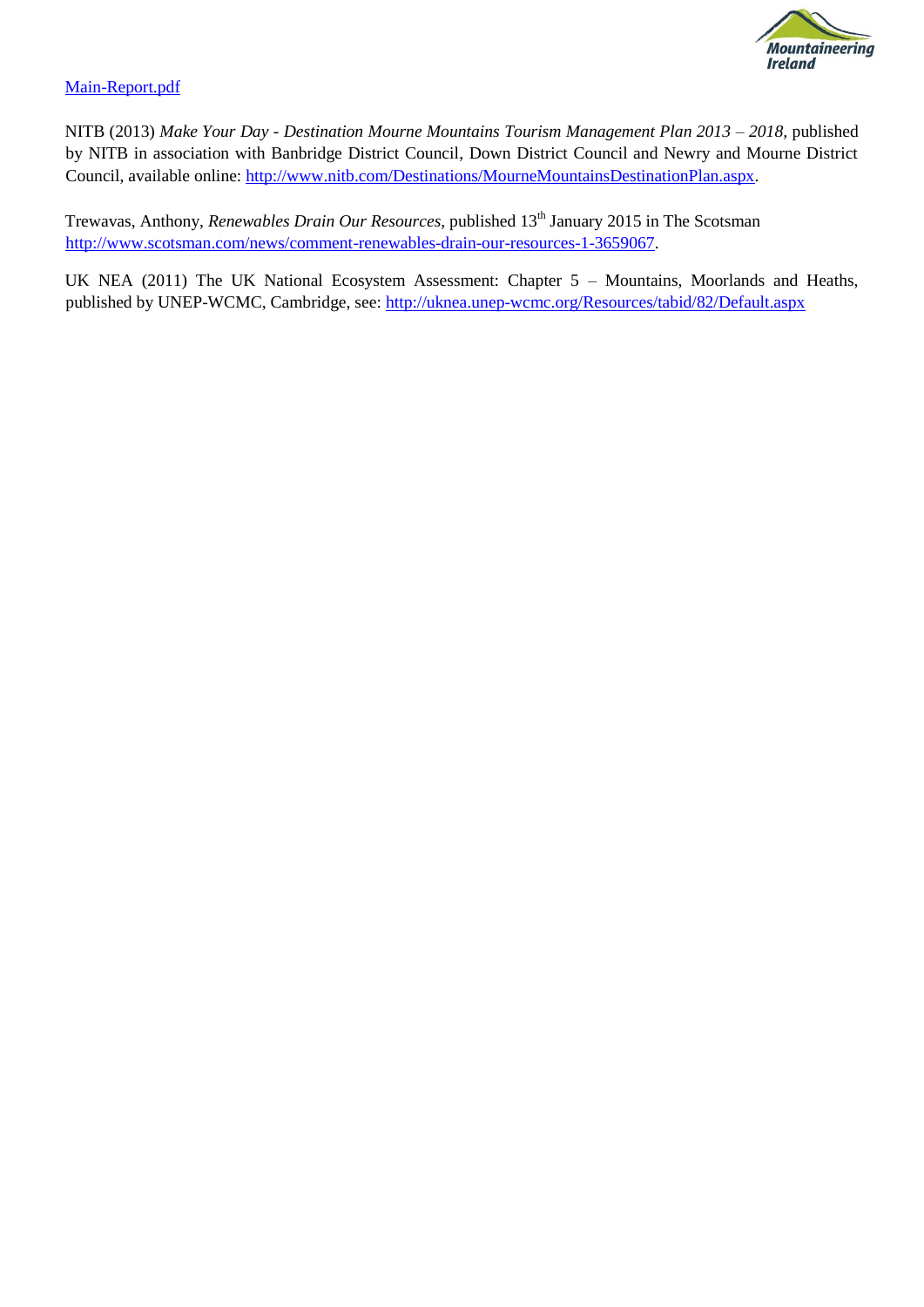Main-Report.pdf

NITB (2013) *Make Your Day - Destination Mourne Mountains Tourism Management Plan 2013 – 2018*, published by NITB in association with Banbridge District Council, Down District Council and Newry and Mourne District Council, available online: http://www.nitb.com/Destinations/MourneMountainsDestinationPlan.aspx.

Trewavas, Anthony, *Renewables Drain Our Resources*, published 13th January 2015 in The Scotsman http://www.scotsman.com/news/comment-renewables-drain-our-resources-1-3659067.

UK NEA (2011) The UK National Ecosystem Assessment: Chapter 5 – Mountains, Moorlands and Heaths, published by UNEP-WCMC, Cambridge, see: http://uknea.unep-wcmc.org/Resources/tabid/82/Default.aspx